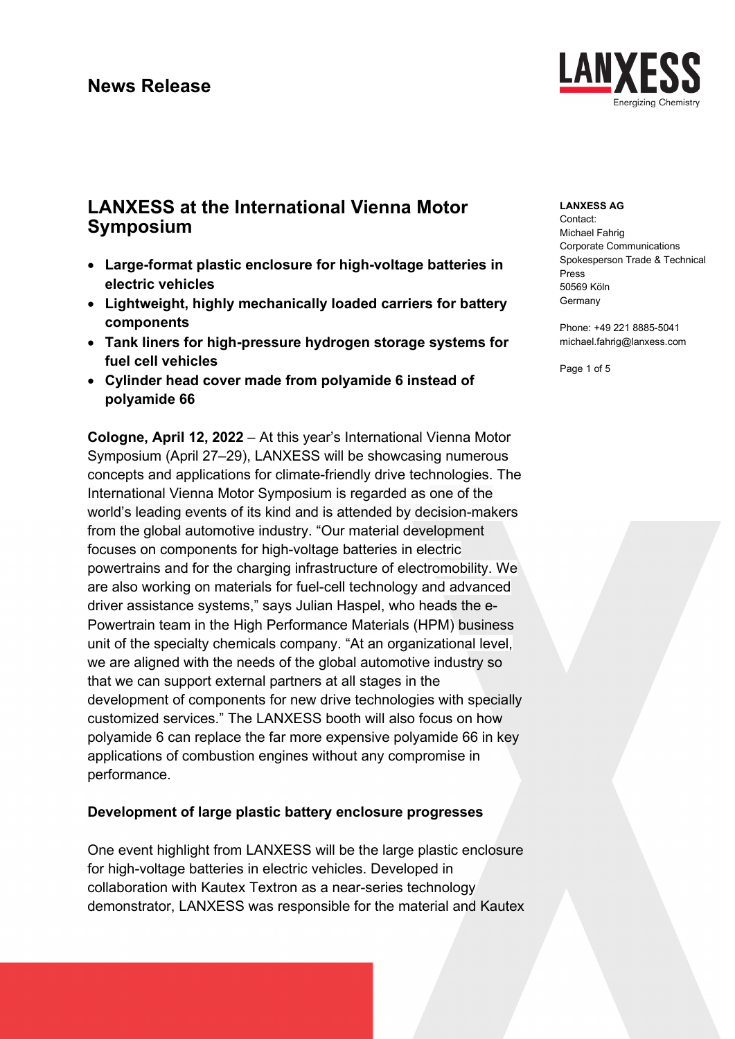# News Release

# LANXESS at the International Vienna Motor Symposium

- **Large-format plastic enclosure for high-voltage batteries in electric vehicles**
- **Lightweight, highly mechanically loaded carriers for battery components**
- **Tank liners for high-pressure hydrogen storage systems for fuel cell vehicles**
- **Cylinder head cover made from polyamide 6 instead of polyamide 66**

**LANXESS AG**
Contact:
Michael Fahrig
Corporate Communications
Spokesperson Trade & Technical Press
50569 Köln
Germany

Phone: +49 221 8885-5041
michael.fahrig@lanxess.com

**Cologne, April 12, 2022** – At this year's International Vienna Motor Symposium (April 27–29), LANXESS will be showcasing numerous concepts and applications for climate-friendly drive technologies. The International Vienna Motor Symposium is regarded as one of the world's leading events of its kind and is attended by decision-makers from the global automotive industry. "Our material development focuses on components for high-voltage batteries in electric powertrains and for the charging infrastructure of electromobility. We are also working on materials for fuel-cell technology and advanced driver assistance systems," says Julian Haspel, who heads the e-Powertrain team in the High Performance Materials (HPM) business unit of the specialty chemicals company. "At an organizational level, we are aligned with the needs of the global automotive industry so that we can support external partners at all stages in the development of components for new drive technologies with specially customized services." The LANXESS booth will also focus on how polyamide 6 can replace the far more expensive polyamide 66 in key applications of combustion engines without any compromise in performance.

## Development of large plastic battery enclosure progresses

One event highlight from LANXESS will be the large plastic enclosure for high-voltage batteries in electric vehicles. Developed in collaboration with Kautex Textron as a near-series technology demonstrator, LANXESS was responsible for the material and Kautex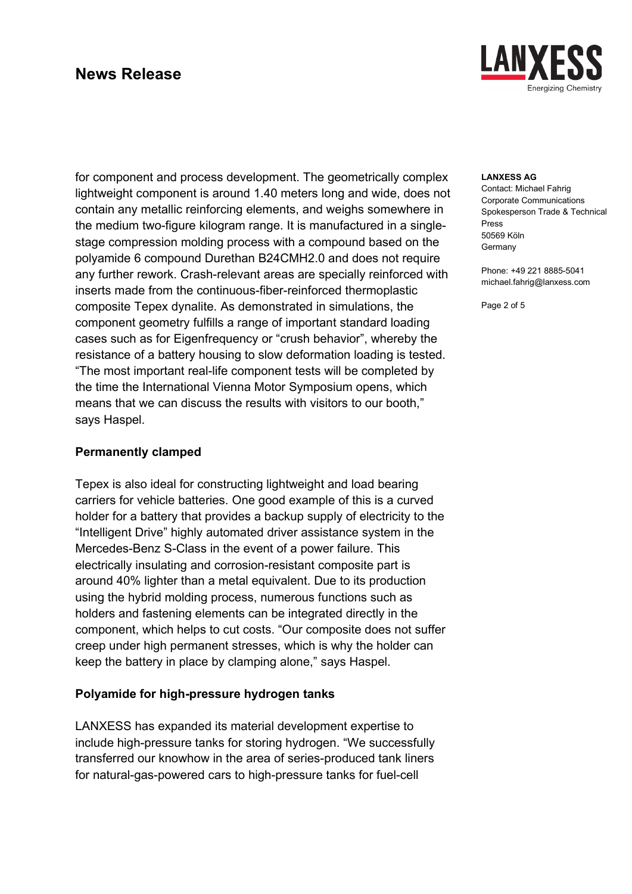for component and process development. The geometrically complex lightweight component is around 1.40 meters long and wide, does not contain any metallic reinforcing elements, and weighs somewhere in the medium two-figure kilogram range. It is manufactured in a single-stage compression molding process with a compound based on the polyamide 6 compound Durethan B24CMH2.0 and does not require any further rework. Crash-relevant areas are specially reinforced with inserts made from the continuous-fiber-reinforced thermoplastic composite Tepex dynalite. As demonstrated in simulations, the component geometry fulfills a range of important standard loading cases such as for Eigenfrequency or "crush behavior", whereby the resistance of a battery housing to slow deformation loading is tested. "The most important real-life component tests will be completed by the time the International Vienna Motor Symposium opens, which means that we can discuss the results with visitors to our booth," says Haspel.

**LANXESS AG**
Contact: Michael Fahrig
Corporate Communications
Spokesperson Trade & Technical Press
50569 Köln
Germany

Phone: +49 221 8885-5041
michael.fahrig@lanxess.com

**Permanently clamped**

Tepex is also ideal for constructing lightweight and load bearing carriers for vehicle batteries. One good example of this is a curved holder for a battery that provides a backup supply of electricity to the "Intelligent Drive" highly automated driver assistance system in the Mercedes-Benz S-Class in the event of a power failure. This electrically insulating and corrosion-resistant composite part is around 40% lighter than a metal equivalent. Due to its production using the hybrid molding process, numerous functions such as holders and fastening elements can be integrated directly in the component, which helps to cut costs. "Our composite does not suffer creep under high permanent stresses, which is why the holder can keep the battery in place by clamping alone," says Haspel.

**Polyamide for high-pressure hydrogen tanks**

LANXESS has expanded its material development expertise to include high-pressure tanks for storing hydrogen. "We successfully transferred our knowhow in the area of series-produced tank liners for natural-gas-powered cars to high-pressure tanks for fuel-cell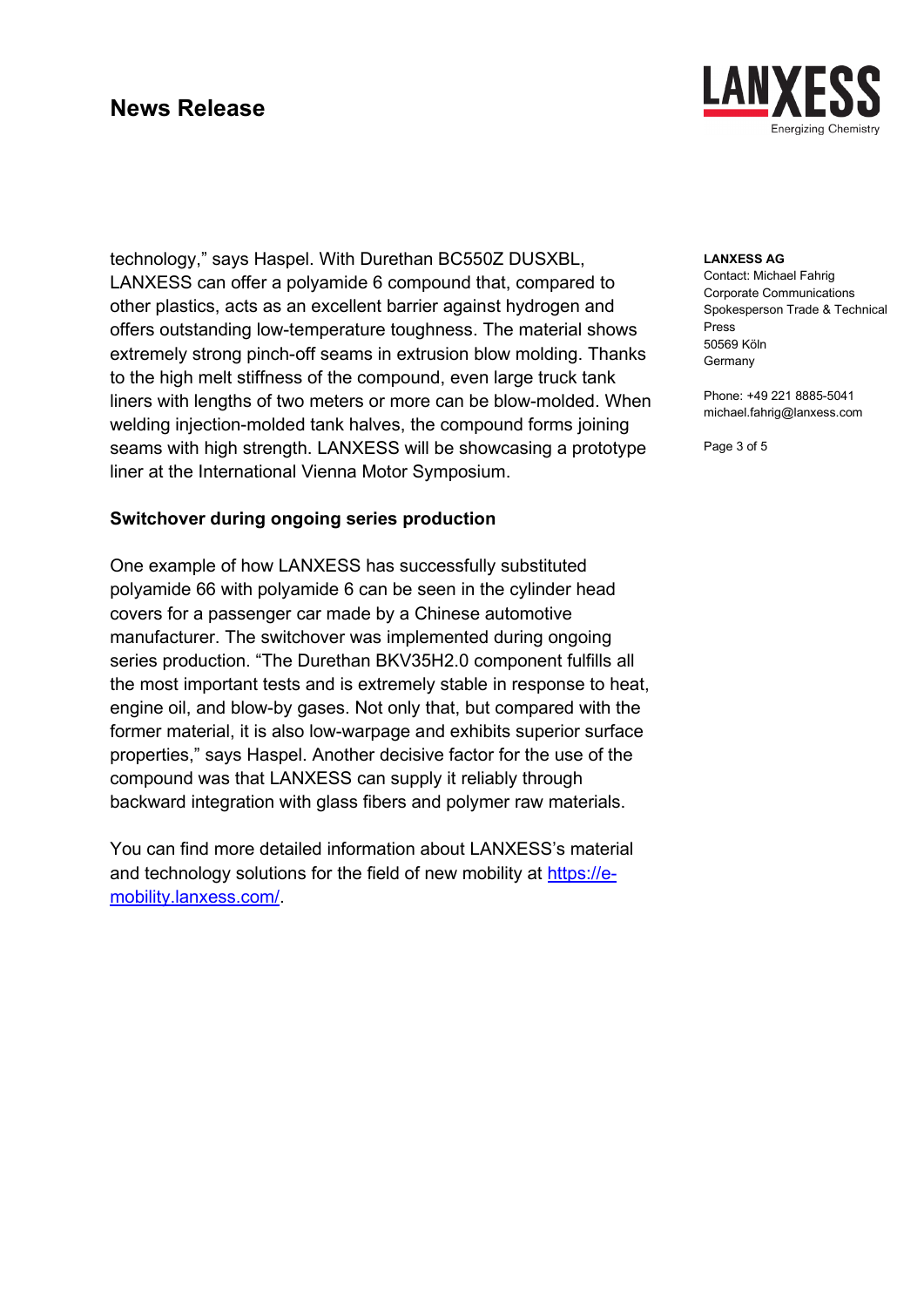technology," says Haspel. With Durethan BC550Z DUSXBL, LANXESS can offer a polyamide 6 compound that, compared to other plastics, acts as an excellent barrier against hydrogen and offers outstanding low-temperature toughness. The material shows extremely strong pinch-off seams in extrusion blow molding. Thanks to the high melt stiffness of the compound, even large truck tank liners with lengths of two meters or more can be blow-molded. When welding injection-molded tank halves, the compound forms joining seams with high strength. LANXESS will be showcasing a prototype liner at the International Vienna Motor Symposium.

**Switchover during ongoing series production**

One example of how LANXESS has successfully substituted polyamide 66 with polyamide 6 can be seen in the cylinder head covers for a passenger car made by a Chinese automotive manufacturer. The switchover was implemented during ongoing series production. "The Durethan BKV35H2.0 component fulfills all the most important tests and is extremely stable in response to heat, engine oil, and blow-by gases. Not only that, but compared with the former material, it is also low-warpage and exhibits superior surface properties," says Haspel. Another decisive factor for the use of the compound was that LANXESS can supply it reliably through backward integration with glass fibers and polymer raw materials.

You can find more detailed information about LANXESS's material and technology solutions for the field of new mobility at [https://e-mobility.lanxess.com/](https://e-mobility.lanxess.com/).

**LANXESS AG**
Contact: Michael Fahrig
Corporate Communications
Spokesperson Trade & Technical Press
50569 Köln
Germany

Phone: +49 221 8885-5041
michael.fahrig@lanxess.com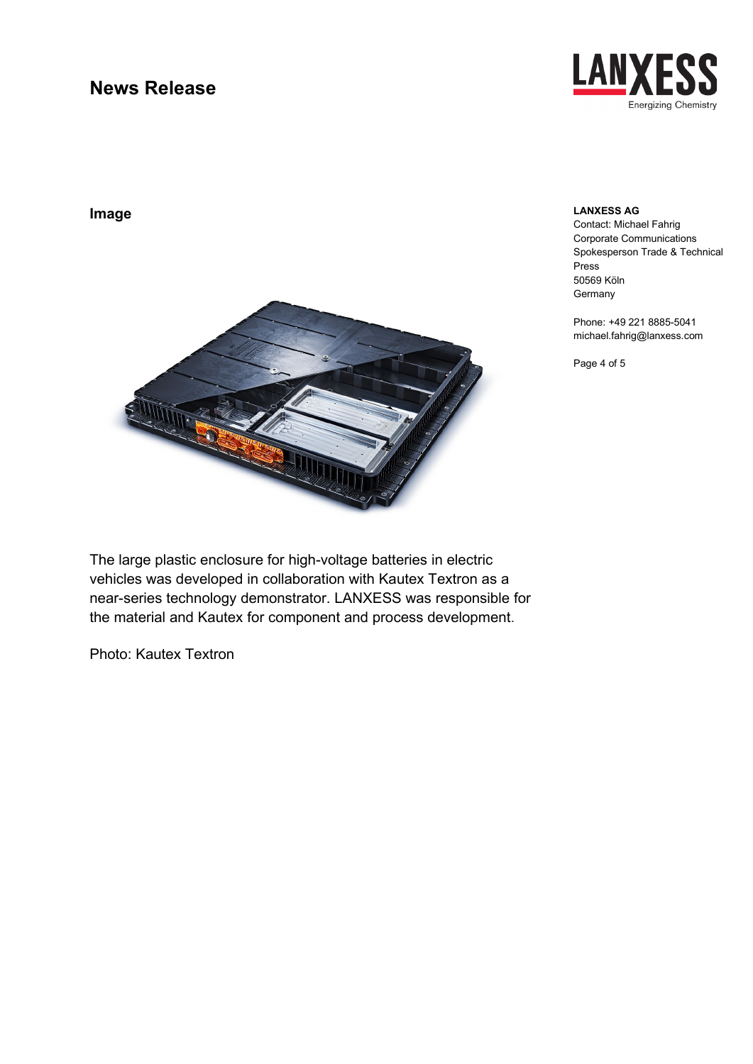## Image

**LANXESS AG**
Contact: Michael Fahrig
Corporate Communications
Spokesperson Trade & Technical Press
50569 Köln
Germany

Phone: +49 221 8885-5041
michael.fahrig@lanxess.com

The large plastic enclosure for high-voltage batteries in electric vehicles was developed in collaboration with Kautex Textron as a near-series technology demonstrator. LANXESS was responsible for the material and Kautex for component and process development.

Photo: Kautex Textron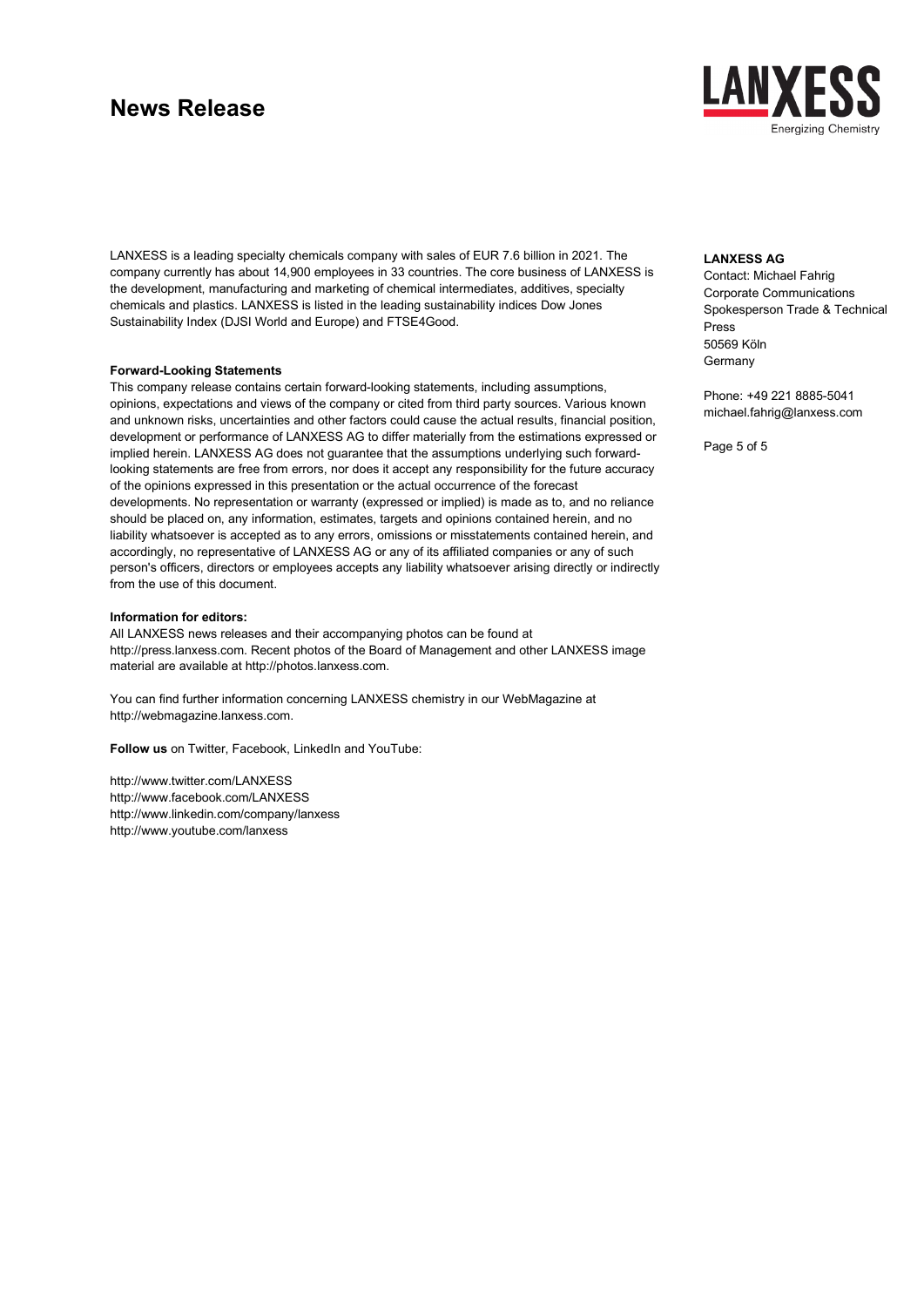LANXESS is a leading specialty chemicals company with sales of EUR 7.6 billion in 2021. The company currently has about 14,900 employees in 33 countries. The core business of LANXESS is the development, manufacturing and marketing of chemical intermediates, additives, specialty chemicals and plastics. LANXESS is listed in the leading sustainability indices Dow Jones Sustainability Index (DJSI World and Europe) and FTSE4Good.

**Forward-Looking Statements**

This company release contains certain forward-looking statements, including assumptions, opinions, expectations and views of the company or cited from third party sources. Various known and unknown risks, uncertainties and other factors could cause the actual results, financial position, development or performance of LANXESS AG to differ materially from the estimations expressed or implied herein. LANXESS AG does not guarantee that the assumptions underlying such forward-looking statements are free from errors, nor does it accept any responsibility for the future accuracy of the opinions expressed in this presentation or the actual occurrence of the forecast developments. No representation or warranty (expressed or implied) is made as to, and no reliance should be placed on, any information, estimates, targets and opinions contained herein, and no liability whatsoever is accepted as to any errors, omissions or misstatements contained herein, and accordingly, no representative of LANXESS AG or any of its affiliated companies or any of such person's officers, directors or employees accepts any liability whatsoever arising directly or indirectly from the use of this document.

**Information for editors:**

All LANXESS news releases and their accompanying photos can be found at http://press.lanxess.com. Recent photos of the Board of Management and other LANXESS image material are available at http://photos.lanxess.com.

You can find further information concerning LANXESS chemistry in our WebMagazine at http://webmagazine.lanxess.com.

**Follow us** on Twitter, Facebook, LinkedIn and YouTube:

http://www.twitter.com/LANXESS
http://www.facebook.com/LANXESS
http://www.linkedin.com/company/lanxess
http://www.youtube.com/lanxess

**LANXESS AG**
Contact: Michael Fahrig
Corporate Communications
Spokesperson Trade & Technical Press
50569 Köln
Germany

Phone: +49 221 8885-5041
michael.fahrig@lanxess.com